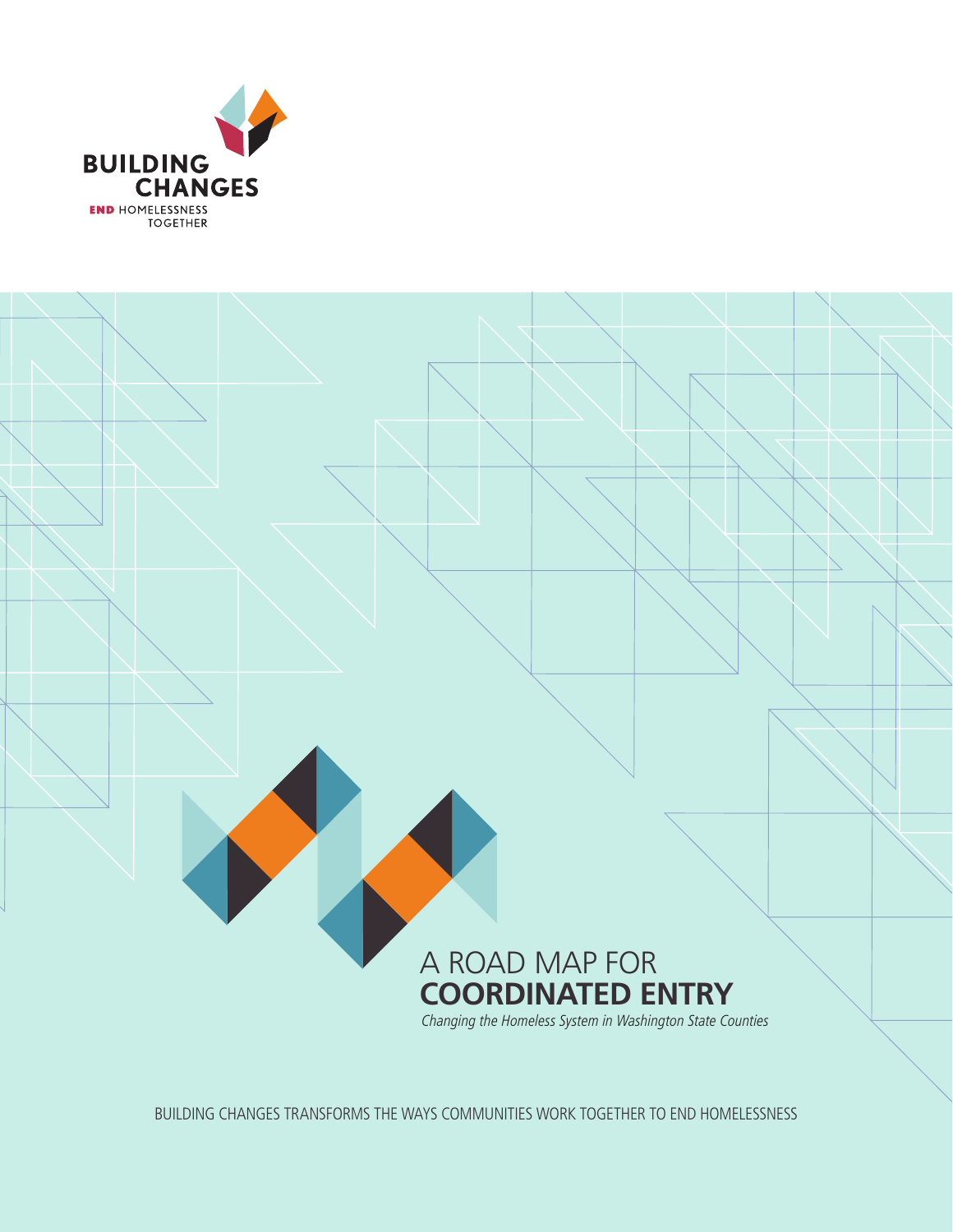BUILDING CHANGES

END HOMELESSNESS TOGETHER

# A ROAD MAP FOR **COORDINATED ENTRY**

*Changing the Homeless System in Washington State Counties*

BUILDING CHANGES TRANSFORMS THE WAYS COMMUNITIES WORK TOGETHER TO END HOMELESSNESS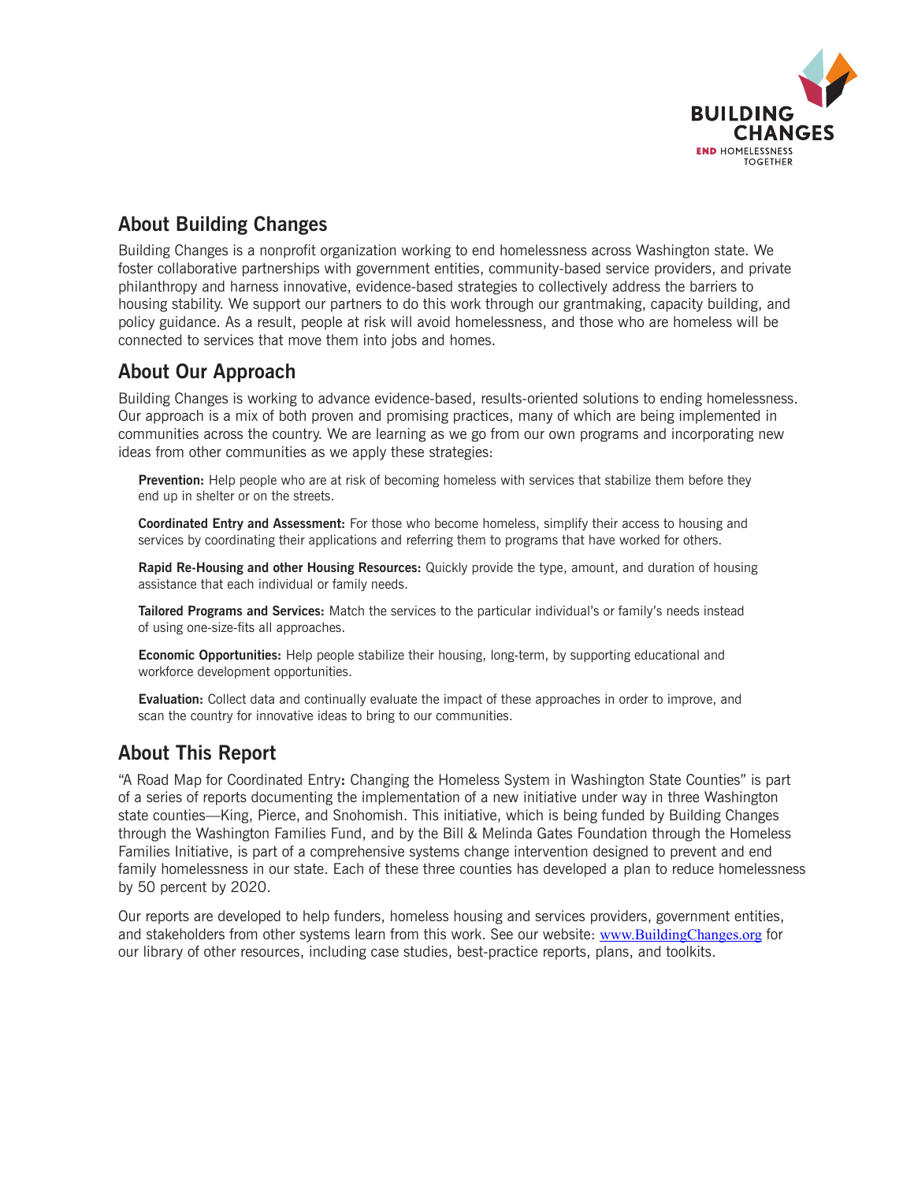## About Building Changes

Building Changes is a nonprofit organization working to end homelessness across Washington state. We foster collaborative partnerships with government entities, community-based service providers, and private philanthropy and harness innovative, evidence-based strategies to collectively address the barriers to housing stability. We support our partners to do this work through our grantmaking, capacity building, and policy guidance. As a result, people at risk will avoid homelessness, and those who are homeless will be connected to services that move them into jobs and homes.

## About Our Approach

Building Changes is working to advance evidence-based, results-oriented solutions to ending homelessness. Our approach is a mix of both proven and promising practices, many of which are being implemented in communities across the country. We are learning as we go from our own programs and incorporating new ideas from other communities as we apply these strategies:

**Prevention:** Help people who are at risk of becoming homeless with services that stabilize them before they end up in shelter or on the streets.

**Coordinated Entry and Assessment:** For those who become homeless, simplify their access to housing and services by coordinating their applications and referring them to programs that have worked for others.

**Rapid Re-Housing and other Housing Resources:** Quickly provide the type, amount, and duration of housing assistance that each individual or family needs.

**Tailored Programs and Services:** Match the services to the particular individual's or family's needs instead of using one-size-fits all approaches.

**Economic Opportunities:** Help people stabilize their housing, long-term, by supporting educational and workforce development opportunities.

**Evaluation:** Collect data and continually evaluate the impact of these approaches in order to improve, and scan the country for innovative ideas to bring to our communities.

## About This Report

"A Road Map for Coordinated Entry**:** Changing the Homeless System in Washington State Counties" is part of a series of reports documenting the implementation of a new initiative under way in three Washington state counties—King, Pierce, and Snohomish. This initiative, which is being funded by Building Changes through the Washington Families Fund, and by the Bill & Melinda Gates Foundation through the Homeless Families Initiative, is part of a comprehensive systems change intervention designed to prevent and end family homelessness in our state. Each of these three counties has developed a plan to reduce homelessness by 50 percent by 2020.

Our reports are developed to help funders, homeless housing and services providers, government entities, and stakeholders from other systems learn from this work. See our website: www.BuildingChanges.org for our library of other resources, including case studies, best-practice reports, plans, and toolkits.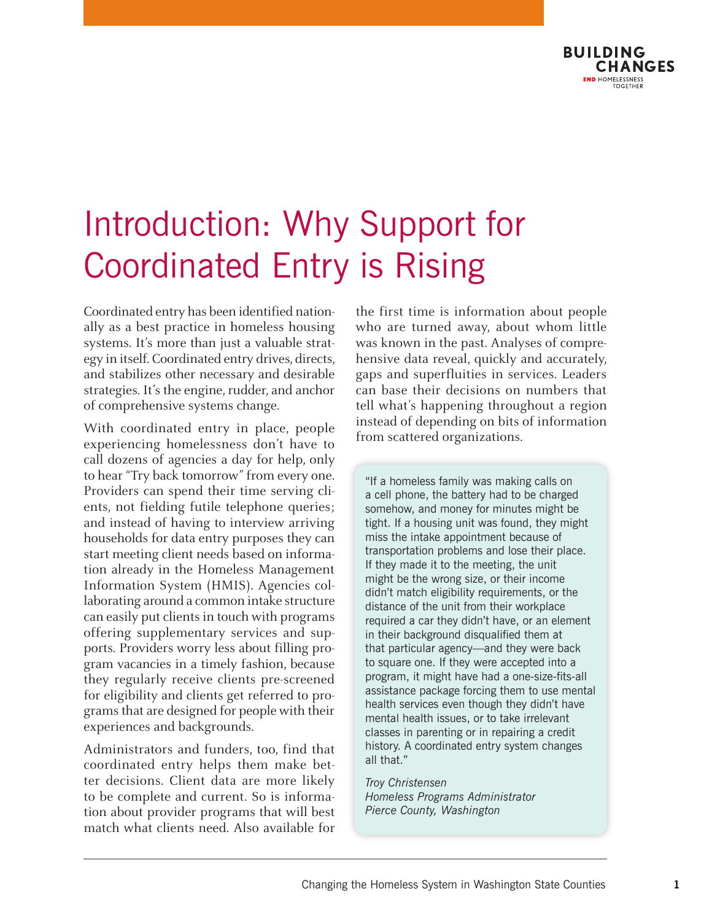# Introduction: Why Support for Coordinated Entry is Rising

Coordinated entry has been identified nationally as a best practice in homeless housing systems. It's more than just a valuable strategy in itself. Coordinated entry drives, directs, and stabilizes other necessary and desirable strategies. It's the engine, rudder, and anchor of comprehensive systems change.

With coordinated entry in place, people experiencing homelessness don't have to call dozens of agencies a day for help, only to hear "Try back tomorrow" from every one. Providers can spend their time serving clients, not fielding futile telephone queries; and instead of having to interview arriving households for data entry purposes they can start meeting client needs based on information already in the Homeless Management Information System (HMIS). Agencies collaborating around a common intake structure can easily put clients in touch with programs offering supplementary services and supports. Providers worry less about filling program vacancies in a timely fashion, because they regularly receive clients pre-screened for eligibility and clients get referred to programs that are designed for people with their experiences and backgrounds.

Administrators and funders, too, find that coordinated entry helps them make better decisions. Client data are more likely to be complete and current. So is information about provider programs that will best match what clients need. Also available for the first time is information about people who are turned away, about whom little was known in the past. Analyses of comprehensive data reveal, quickly and accurately, gaps and superfluities in services. Leaders can base their decisions on numbers that tell what's happening throughout a region instead of depending on bits of information from scattered organizations.

> "If a homeless family was making calls on a cell phone, the battery had to be charged somehow, and money for minutes might be tight. If a housing unit was found, they might miss the intake appointment because of transportation problems and lose their place. If they made it to the meeting, the unit might be the wrong size, or their income didn't match eligibility requirements, or the distance of the unit from their workplace required a car they didn't have, or an element in their background disqualified them at that particular agency—and they were back to square one. If they were accepted into a program, it might have had a one-size-fits-all assistance package forcing them to use mental health services even though they didn't have mental health issues, or to take irrelevant classes in parenting or in repairing a credit history. A coordinated entry system changes all that."
>
> *Troy Christensen*
> *Homeless Programs Administrator*
> *Pierce County, Washington*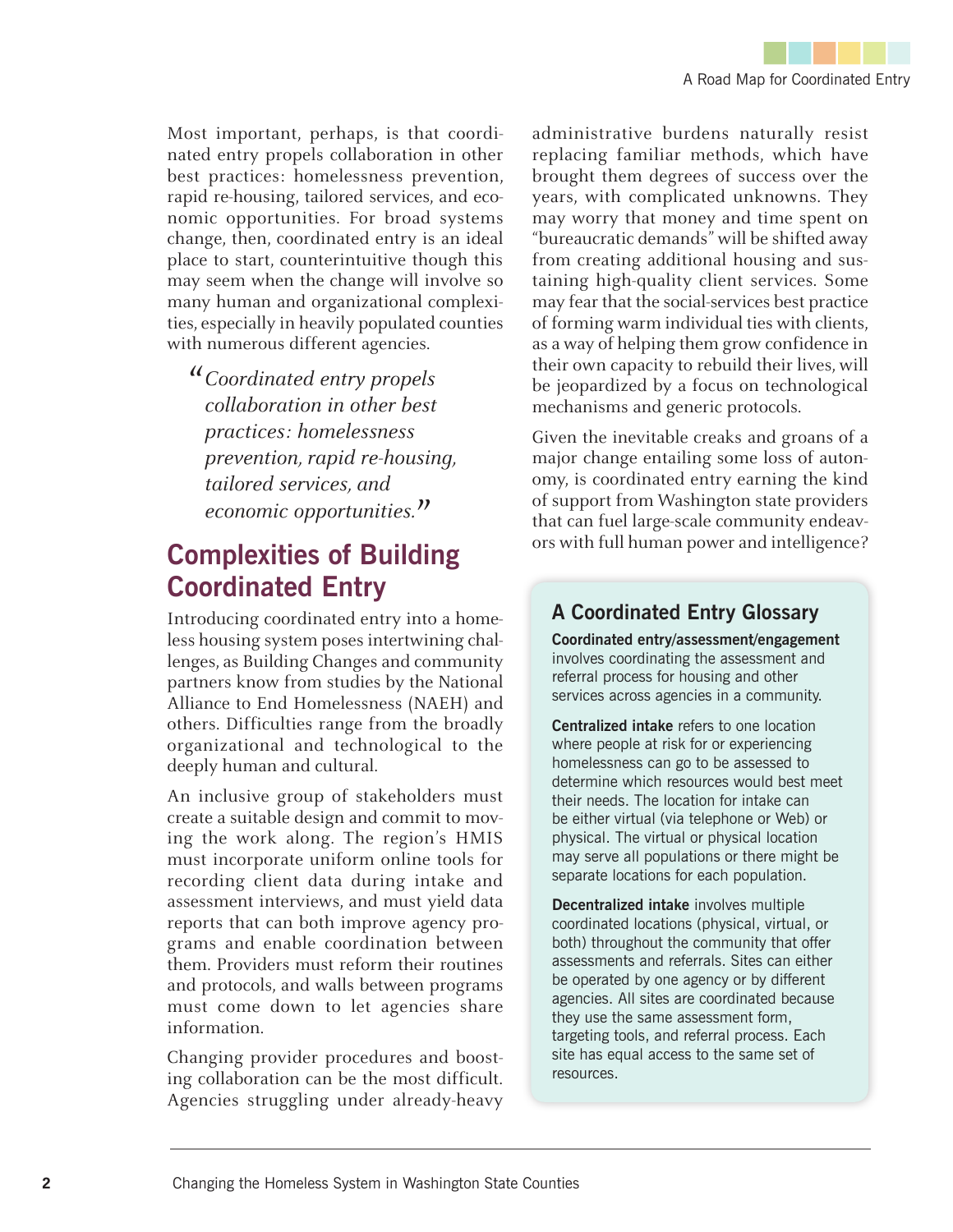Most important, perhaps, is that coordinated entry propels collaboration in other best practices: homelessness prevention, rapid re-housing, tailored services, and economic opportunities. For broad systems change, then, coordinated entry is an ideal place to start, counterintuitive though this may seem when the change will involve so many human and organizational complexities, especially in heavily populated counties with numerous different agencies.

> *"Coordinated entry propels collaboration in other best practices: homelessness prevention, rapid re-housing, tailored services, and economic opportunities."*

## Complexities of Building Coordinated Entry

Introducing coordinated entry into a homeless housing system poses intertwining challenges, as Building Changes and community partners know from studies by the National Alliance to End Homelessness (NAEH) and others. Difficulties range from the broadly organizational and technological to the deeply human and cultural.

An inclusive group of stakeholders must create a suitable design and commit to moving the work along. The region's HMIS must incorporate uniform online tools for recording client data during intake and assessment interviews, and must yield data reports that can both improve agency programs and enable coordination between them. Providers must reform their routines and protocols, and walls between programs must come down to let agencies share information.

Changing provider procedures and boosting collaboration can be the most difficult. Agencies struggling under already-heavy administrative burdens naturally resist replacing familiar methods, which have brought them degrees of success over the years, with complicated unknowns. They may worry that money and time spent on "bureaucratic demands" will be shifted away from creating additional housing and sustaining high-quality client services. Some may fear that the social-services best practice of forming warm individual ties with clients, as a way of helping them grow confidence in their own capacity to rebuild their lives, will be jeopardized by a focus on technological mechanisms and generic protocols.

Given the inevitable creaks and groans of a major change entailing some loss of autonomy, is coordinated entry earning the kind of support from Washington state providers that can fuel large-scale community endeavors with full human power and intelligence?

### A Coordinated Entry Glossary

**Coordinated entry/assessment/engagement** involves coordinating the assessment and referral process for housing and other services across agencies in a community.

**Centralized intake** refers to one location where people at risk for or experiencing homelessness can go to be assessed to determine which resources would best meet their needs. The location for intake can be either virtual (via telephone or Web) or physical. The virtual or physical location may serve all populations or there might be separate locations for each population.

**Decentralized intake** involves multiple coordinated locations (physical, virtual, or both) throughout the community that offer assessments and referrals. Sites can either be operated by one agency or by different agencies. All sites are coordinated because they use the same assessment form, targeting tools, and referral process. Each site has equal access to the same set of resources.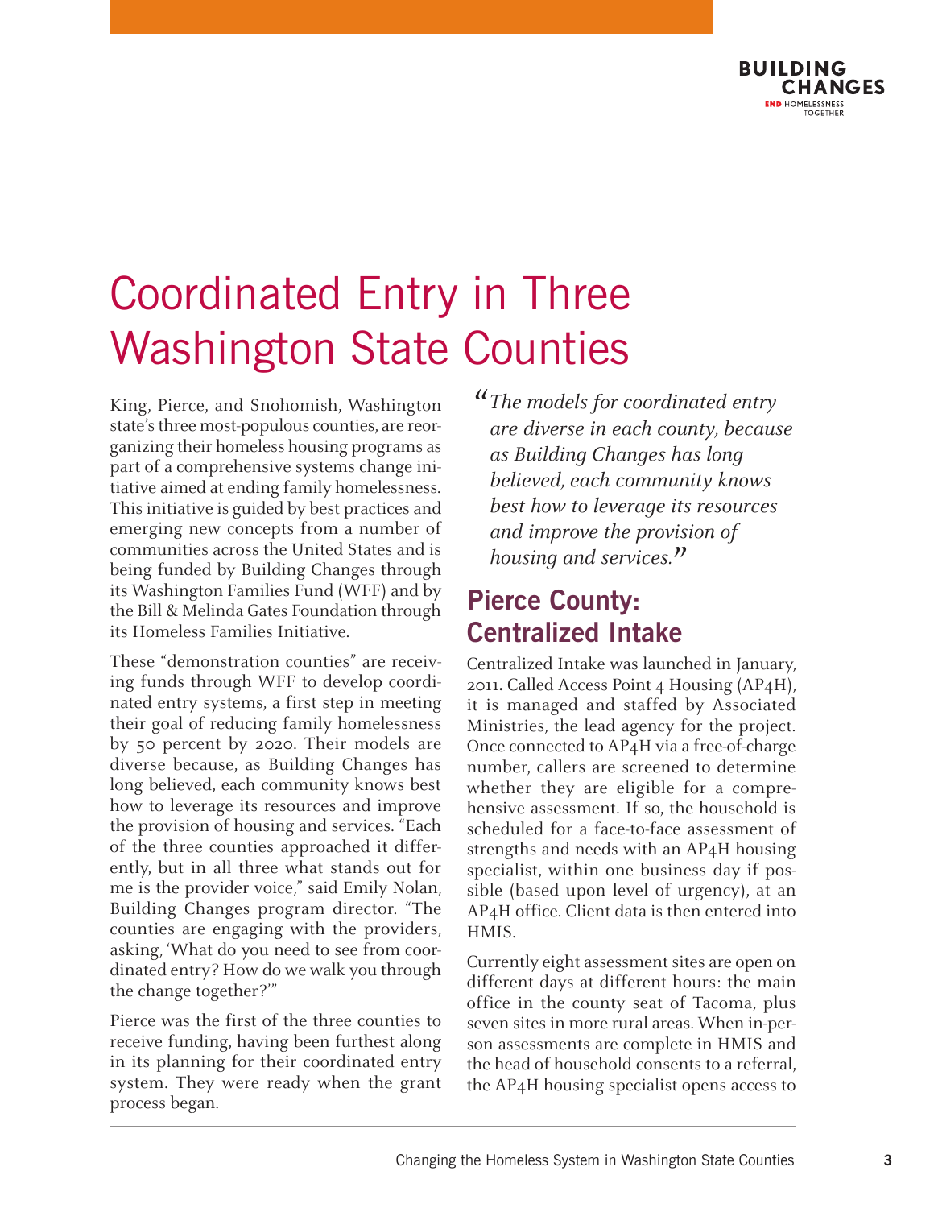# Coordinated Entry in Three Washington State Counties

King, Pierce, and Snohomish, Washington state's three most-populous counties, are reorganizing their homeless housing programs as part of a comprehensive systems change initiative aimed at ending family homelessness. This initiative is guided by best practices and emerging new concepts from a number of communities across the United States and is being funded by Building Changes through its Washington Families Fund (WFF) and by the Bill & Melinda Gates Foundation through its Homeless Families Initiative.

These "demonstration counties" are receiving funds through WFF to develop coordinated entry systems, a first step in meeting their goal of reducing family homelessness by 50 percent by 2020. Their models are diverse because, as Building Changes has long believed, each community knows best how to leverage its resources and improve the provision of housing and services. "Each of the three counties approached it differently, but in all three what stands out for me is the provider voice," said Emily Nolan, Building Changes program director. "The counties are engaging with the providers, asking, 'What do you need to see from coordinated entry? How do we walk you through the change together?'"

Pierce was the first of the three counties to receive funding, having been furthest along in its planning for their coordinated entry system. They were ready when the grant process began.

> *"The models for coordinated entry are diverse in each county, because as Building Changes has long believed, each community knows best how to leverage its resources and improve the provision of housing and services."*

## Pierce County: Centralized Intake

Centralized Intake was launched in January, 2011. Called Access Point 4 Housing (AP4H), it is managed and staffed by Associated Ministries, the lead agency for the project. Once connected to AP4H via a free-of-charge number, callers are screened to determine whether they are eligible for a comprehensive assessment. If so, the household is scheduled for a face-to-face assessment of strengths and needs with an AP4H housing specialist, within one business day if possible (based upon level of urgency), at an AP4H office. Client data is then entered into HMIS.

Currently eight assessment sites are open on different days at different hours: the main office in the county seat of Tacoma, plus seven sites in more rural areas. When in-person assessments are complete in HMIS and the head of household consents to a referral, the AP4H housing specialist opens access to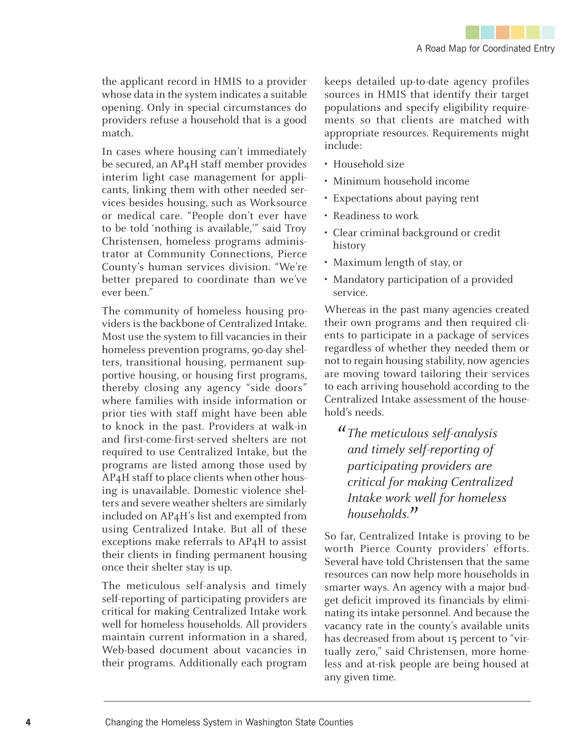the applicant record in HMIS to a provider whose data in the system indicates a suitable opening. Only in special circumstances do providers refuse a household that is a good match.

In cases where housing can't immediately be secured, an AP4H staff member provides interim light case management for applicants, linking them with other needed services besides housing, such as Worksource or medical care. "People don't ever have to be told 'nothing is available,'" said Troy Christensen, homeless programs administrator at Community Connections, Pierce County's human services division. "We're better prepared to coordinate than we've ever been."

The community of homeless housing providers is the backbone of Centralized Intake. Most use the system to fill vacancies in their homeless prevention programs, 90-day shelters, transitional housing, permanent supportive housing, or housing first programs, thereby closing any agency "side doors" where families with inside information or prior ties with staff might have been able to knock in the past. Providers at walk-in and first-come-first-served shelters are not required to use Centralized Intake, but the programs are listed among those used by AP4H staff to place clients when other housing is unavailable. Domestic violence shelters and severe weather shelters are similarly included on AP4H's list and exempted from using Centralized Intake. But all of these exceptions make referrals to AP4H to assist their clients in finding permanent housing once their shelter stay is up.

The meticulous self-analysis and timely self-reporting of participating providers are critical for making Centralized Intake work well for homeless households. All providers maintain current information in a shared, Web-based document about vacancies in their programs. Additionally each program keeps detailed up-to-date agency profiles sources in HMIS that identify their target populations and specify eligibility requirements so that clients are matched with appropriate resources. Requirements might include:

- Household size
- Minimum household income
- Expectations about paying rent
- Readiness to work
- Clear criminal background or credit history
- Maximum length of stay, or
- Mandatory participation of a provided service.

Whereas in the past many agencies created their own programs and then required clients to participate in a package of services regardless of whether they needed them or not to regain housing stability, now agencies are moving toward tailoring their services to each arriving household according to the Centralized Intake assessment of the household's needs.

> *"The meticulous self-analysis and timely self-reporting of participating providers are critical for making Centralized Intake work well for homeless households."*

So far, Centralized Intake is proving to be worth Pierce County providers' efforts. Several have told Christensen that the same resources can now help more households in smarter ways. An agency with a major budget deficit improved its financials by eliminating its intake personnel. And because the vacancy rate in the county's available units has decreased from about 15 percent to "virtually zero," said Christensen, more homeless and at-risk people are being housed at any given time.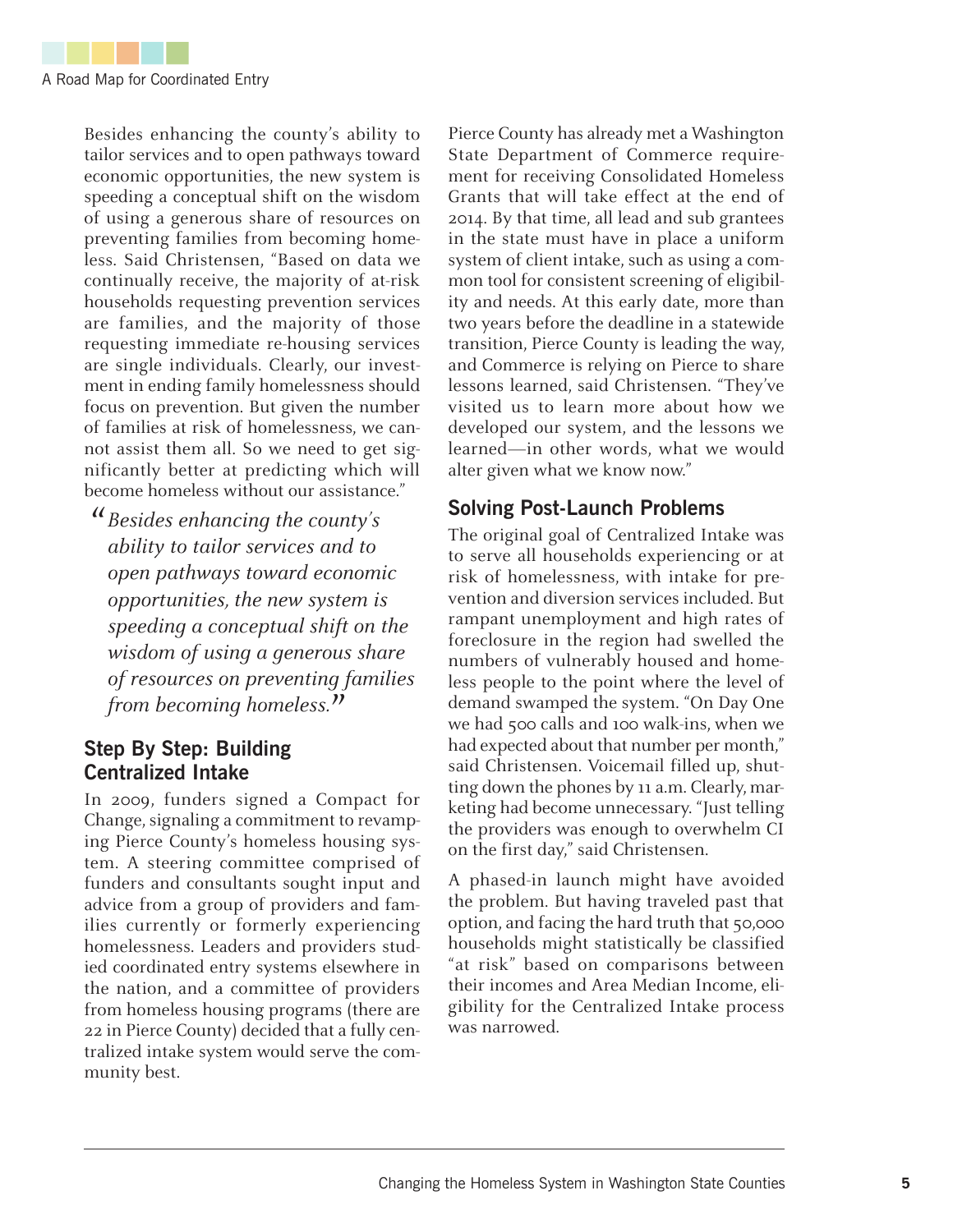Besides enhancing the county's ability to tailor services and to open pathways toward economic opportunities, the new system is speeding a conceptual shift on the wisdom of using a generous share of resources on preventing families from becoming homeless. Said Christensen, "Based on data we continually receive, the majority of at-risk households requesting prevention services are families, and the majority of those requesting immediate re-housing services are single individuals. Clearly, our investment in ending family homelessness should focus on prevention. But given the number of families at risk of homelessness, we cannot assist them all. So we need to get significantly better at predicting which will become homeless without our assistance."

> *"Besides enhancing the county's ability to tailor services and to open pathways toward economic opportunities, the new system is speeding a conceptual shift on the wisdom of using a generous share of resources on preventing families from becoming homeless."*

## Step By Step: Building Centralized Intake

In 2009, funders signed a Compact for Change, signaling a commitment to revamping Pierce County's homeless housing system. A steering committee comprised of funders and consultants sought input and advice from a group of providers and families currently or formerly experiencing homelessness. Leaders and providers studied coordinated entry systems elsewhere in the nation, and a committee of providers from homeless housing programs (there are 22 in Pierce County) decided that a fully centralized intake system would serve the community best.

Pierce County has already met a Washington State Department of Commerce requirement for receiving Consolidated Homeless Grants that will take effect at the end of 2014. By that time, all lead and sub grantees in the state must have in place a uniform system of client intake, such as using a common tool for consistent screening of eligibility and needs. At this early date, more than two years before the deadline in a statewide transition, Pierce County is leading the way, and Commerce is relying on Pierce to share lessons learned, said Christensen. "They've visited us to learn more about how we developed our system, and the lessons we learned—in other words, what we would alter given what we know now."

## Solving Post-Launch Problems

The original goal of Centralized Intake was to serve all households experiencing or at risk of homelessness, with intake for prevention and diversion services included. But rampant unemployment and high rates of foreclosure in the region had swelled the numbers of vulnerably housed and homeless people to the point where the level of demand swamped the system. "On Day One we had 500 calls and 100 walk-ins, when we had expected about that number per month," said Christensen. Voicemail filled up, shutting down the phones by 11 a.m. Clearly, marketing had become unnecessary. "Just telling the providers was enough to overwhelm CI on the first day," said Christensen.

A phased-in launch might have avoided the problem. But having traveled past that option, and facing the hard truth that 50,000 households might statistically be classified "at risk" based on comparisons between their incomes and Area Median Income, eligibility for the Centralized Intake process was narrowed.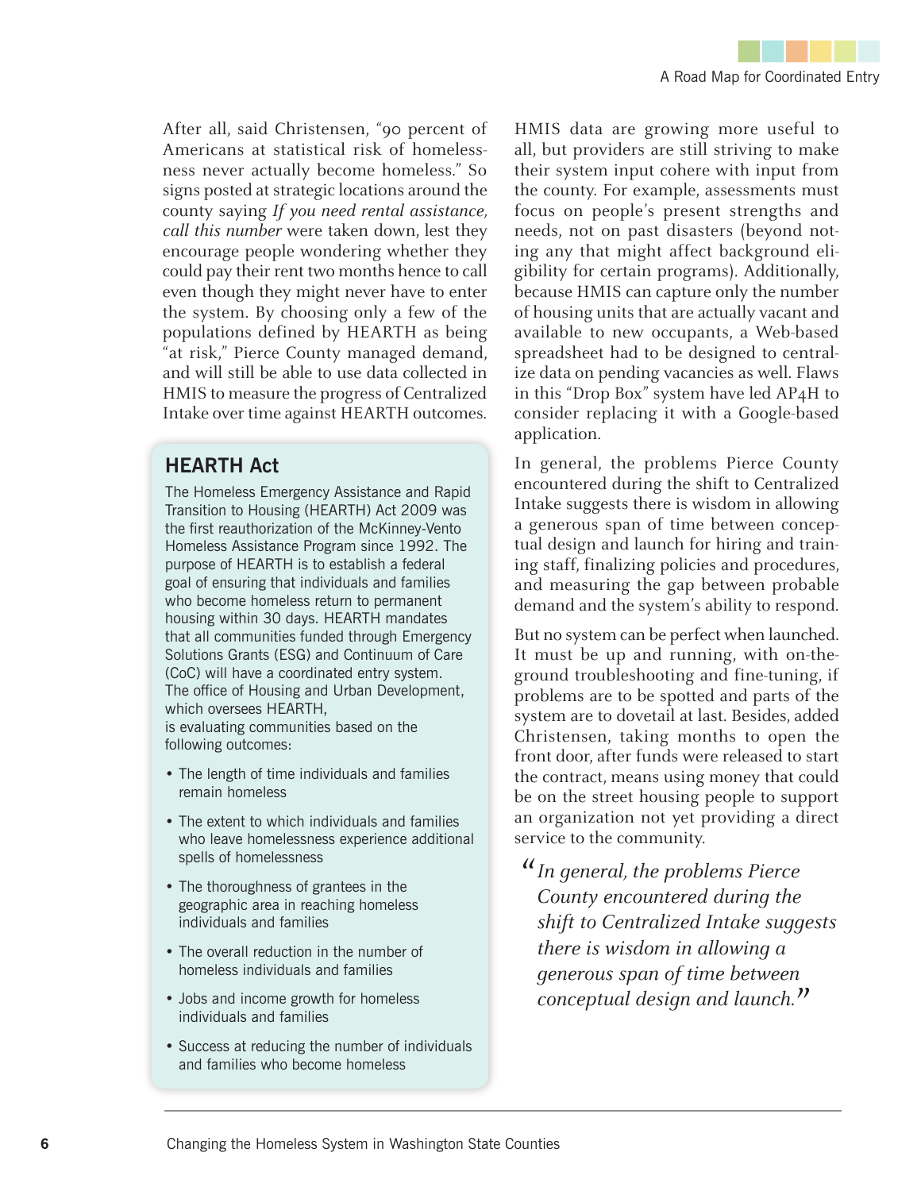After all, said Christensen, "90 percent of Americans at statistical risk of homelessness never actually become homeless." So signs posted at strategic locations around the county saying *If you need rental assistance, call this number* were taken down, lest they encourage people wondering whether they could pay their rent two months hence to call even though they might never have to enter the system. By choosing only a few of the populations defined by HEARTH as being "at risk," Pierce County managed demand, and will still be able to use data collected in HMIS to measure the progress of Centralized Intake over time against HEARTH outcomes.

## HEARTH Act

The Homeless Emergency Assistance and Rapid Transition to Housing (HEARTH) Act 2009 was the first reauthorization of the McKinney-Vento Homeless Assistance Program since 1992. The purpose of HEARTH is to establish a federal goal of ensuring that individuals and families who become homeless return to permanent housing within 30 days. HEARTH mandates that all communities funded through Emergency Solutions Grants (ESG) and Continuum of Care (CoC) will have a coordinated entry system. The office of Housing and Urban Development, which oversees HEARTH, is evaluating communities based on the following outcomes:

- The length of time individuals and families remain homeless
- The extent to which individuals and families who leave homelessness experience additional spells of homelessness
- The thoroughness of grantees in the geographic area in reaching homeless individuals and families
- The overall reduction in the number of homeless individuals and families
- Jobs and income growth for homeless individuals and families
- Success at reducing the number of individuals and families who become homeless

HMIS data are growing more useful to all, but providers are still striving to make their system input cohere with input from the county. For example, assessments must focus on people's present strengths and needs, not on past disasters (beyond noting any that might affect background eligibility for certain programs). Additionally, because HMIS can capture only the number of housing units that are actually vacant and available to new occupants, a Web-based spreadsheet had to be designed to centralize data on pending vacancies as well. Flaws in this "Drop Box" system have led AP4H to consider replacing it with a Google-based application.

In general, the problems Pierce County encountered during the shift to Centralized Intake suggests there is wisdom in allowing a generous span of time between conceptual design and launch for hiring and training staff, finalizing policies and procedures, and measuring the gap between probable demand and the system's ability to respond.

But no system can be perfect when launched. It must be up and running, with on-the-ground troubleshooting and fine-tuning, if problems are to be spotted and parts of the system are to dovetail at last. Besides, added Christensen, taking months to open the front door, after funds were released to start the contract, means using money that could be on the street housing people to support an organization not yet providing a direct service to the community.

> *"In general, the problems Pierce County encountered during the shift to Centralized Intake suggests there is wisdom in allowing a generous span of time between conceptual design and launch."*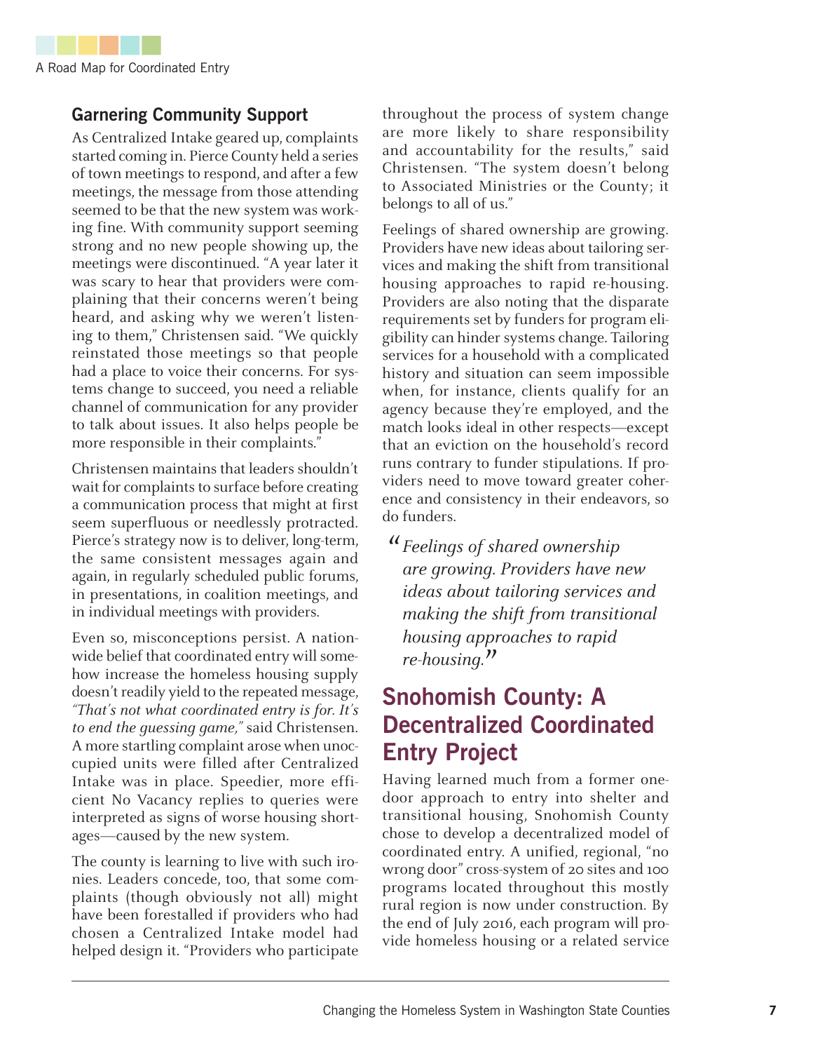## Garnering Community Support

As Centralized Intake geared up, complaints started coming in. Pierce County held a series of town meetings to respond, and after a few meetings, the message from those attending seemed to be that the new system was working fine. With community support seeming strong and no new people showing up, the meetings were discontinued. "A year later it was scary to hear that providers were complaining that their concerns weren't being heard, and asking why we weren't listening to them," Christensen said. "We quickly reinstated those meetings so that people had a place to voice their concerns. For systems change to succeed, you need a reliable channel of communication for any provider to talk about issues. It also helps people be more responsible in their complaints."

Christensen maintains that leaders shouldn't wait for complaints to surface before creating a communication process that might at first seem superfluous or needlessly protracted. Pierce's strategy now is to deliver, long-term, the same consistent messages again and again, in regularly scheduled public forums, in presentations, in coalition meetings, and in individual meetings with providers.

Even so, misconceptions persist. A nationwide belief that coordinated entry will somehow increase the homeless housing supply doesn't readily yield to the repeated message, *"That's not what coordinated entry is for. It's to end the guessing game,"* said Christensen. A more startling complaint arose when unoccupied units were filled after Centralized Intake was in place. Speedier, more efficient No Vacancy replies to queries were interpreted as signs of worse housing shortages—caused by the new system.

The county is learning to live with such ironies. Leaders concede, too, that some complaints (though obviously not all) might have been forestalled if providers who had chosen a Centralized Intake model had helped design it. "Providers who participate throughout the process of system change are more likely to share responsibility and accountability for the results," said Christensen. "The system doesn't belong to Associated Ministries or the County; it belongs to all of us."

Feelings of shared ownership are growing. Providers have new ideas about tailoring services and making the shift from transitional housing approaches to rapid re-housing. Providers are also noting that the disparate requirements set by funders for program eligibility can hinder systems change. Tailoring services for a household with a complicated history and situation can seem impossible when, for instance, clients qualify for an agency because they're employed, and the match looks ideal in other respects—except that an eviction on the household's record runs contrary to funder stipulations. If providers need to move toward greater coherence and consistency in their endeavors, so do funders.

> *"Feelings of shared ownership are growing. Providers have new ideas about tailoring services and making the shift from transitional housing approaches to rapid re-housing."*

## Snohomish County: A Decentralized Coordinated Entry Project

Having learned much from a former one-door approach to entry into shelter and transitional housing, Snohomish County chose to develop a decentralized model of coordinated entry. A unified, regional, "no wrong door" cross-system of 20 sites and 100 programs located throughout this mostly rural region is now under construction. By the end of July 2016, each program will provide homeless housing or a related service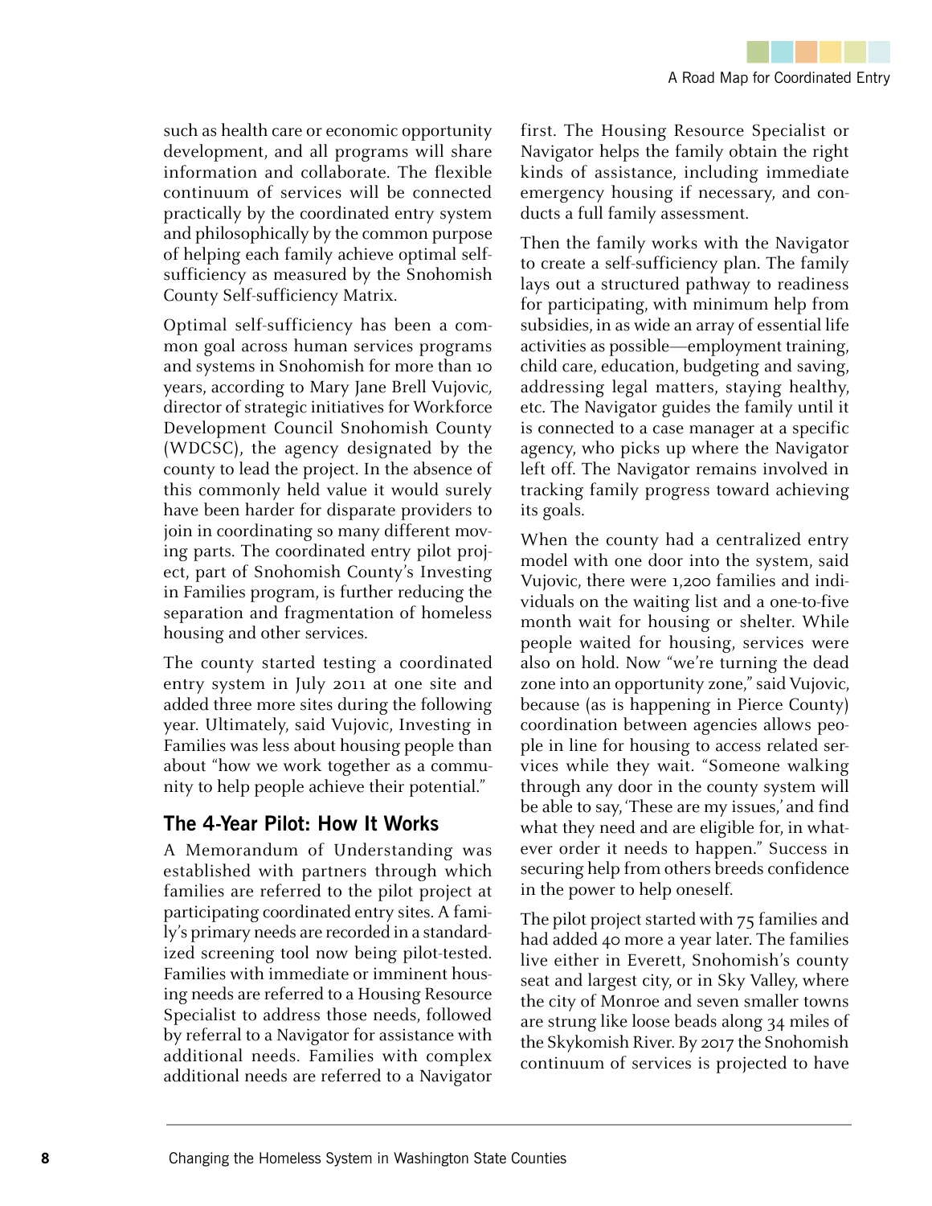such as health care or economic opportunity development, and all programs will share information and collaborate. The flexible continuum of services will be connected practically by the coordinated entry system and philosophically by the common purpose of helping each family achieve optimal self-sufficiency as measured by the Snohomish County Self-sufficiency Matrix.

Optimal self-sufficiency has been a common goal across human services programs and systems in Snohomish for more than 10 years, according to Mary Jane Brell Vujovic, director of strategic initiatives for Workforce Development Council Snohomish County (WDCSC), the agency designated by the county to lead the project. In the absence of this commonly held value it would surely have been harder for disparate providers to join in coordinating so many different moving parts. The coordinated entry pilot project, part of Snohomish County's Investing in Families program, is further reducing the separation and fragmentation of homeless housing and other services.

The county started testing a coordinated entry system in July 2011 at one site and added three more sites during the following year. Ultimately, said Vujovic, Investing in Families was less about housing people than about "how we work together as a community to help people achieve their potential."

## The 4-Year Pilot: How It Works

A Memorandum of Understanding was established with partners through which families are referred to the pilot project at participating coordinated entry sites. A family's primary needs are recorded in a standardized screening tool now being pilot-tested. Families with immediate or imminent housing needs are referred to a Housing Resource Specialist to address those needs, followed by referral to a Navigator for assistance with additional needs. Families with complex additional needs are referred to a Navigator first. The Housing Resource Specialist or Navigator helps the family obtain the right kinds of assistance, including immediate emergency housing if necessary, and conducts a full family assessment.

Then the family works with the Navigator to create a self-sufficiency plan. The family lays out a structured pathway to readiness for participating, with minimum help from subsidies, in as wide an array of essential life activities as possible—employment training, child care, education, budgeting and saving, addressing legal matters, staying healthy, etc. The Navigator guides the family until it is connected to a case manager at a specific agency, who picks up where the Navigator left off. The Navigator remains involved in tracking family progress toward achieving its goals.

When the county had a centralized entry model with one door into the system, said Vujovic, there were 1,200 families and individuals on the waiting list and a one-to-five month wait for housing or shelter. While people waited for housing, services were also on hold. Now "we're turning the dead zone into an opportunity zone," said Vujovic, because (as is happening in Pierce County) coordination between agencies allows people in line for housing to access related services while they wait. "Someone walking through any door in the county system will be able to say, 'These are my issues,' and find what they need and are eligible for, in whatever order it needs to happen." Success in securing help from others breeds confidence in the power to help oneself.

The pilot project started with 75 families and had added 40 more a year later. The families live either in Everett, Snohomish's county seat and largest city, or in Sky Valley, where the city of Monroe and seven smaller towns are strung like loose beads along 34 miles of the Skykomish River. By 2017 the Snohomish continuum of services is projected to have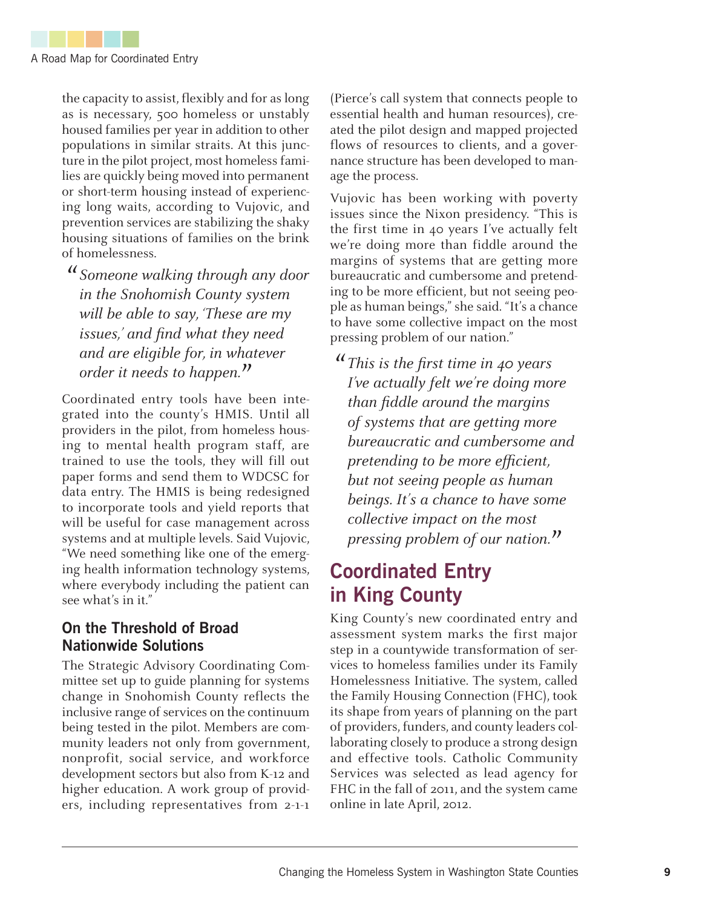the capacity to assist, flexibly and for as long as is necessary, 500 homeless or unstably housed families per year in addition to other populations in similar straits. At this juncture in the pilot project, most homeless families are quickly being moved into permanent or short-term housing instead of experiencing long waits, according to Vujovic, and prevention services are stabilizing the shaky housing situations of families on the brink of homelessness.

> *"Someone walking through any door in the Snohomish County system will be able to say, 'These are my issues,' and find what they need and are eligible for, in whatever order it needs to happen."*

Coordinated entry tools have been integrated into the county's HMIS. Until all providers in the pilot, from homeless housing to mental health program staff, are trained to use the tools, they will fill out paper forms and send them to WDCSC for data entry. The HMIS is being redesigned to incorporate tools and yield reports that will be useful for case management across systems and at multiple levels. Said Vujovic, "We need something like one of the emerging health information technology systems, where everybody including the patient can see what's in it."

### On the Threshold of Broad Nationwide Solutions

The Strategic Advisory Coordinating Committee set up to guide planning for systems change in Snohomish County reflects the inclusive range of services on the continuum being tested in the pilot. Members are community leaders not only from government, nonprofit, social service, and workforce development sectors but also from K-12 and higher education. A work group of providers, including representatives from 2-1-1 (Pierce's call system that connects people to essential health and human resources), created the pilot design and mapped projected flows of resources to clients, and a governance structure has been developed to manage the process.

Vujovic has been working with poverty issues since the Nixon presidency. "This is the first time in 40 years I've actually felt we're doing more than fiddle around the margins of systems that are getting more bureaucratic and cumbersome and pretending to be more efficient, but not seeing people as human beings," she said. "It's a chance to have some collective impact on the most pressing problem of our nation."

> *"This is the first time in 40 years I've actually felt we're doing more than fiddle around the margins of systems that are getting more bureaucratic and cumbersome and pretending to be more efficient, but not seeing people as human beings. It's a chance to have some collective impact on the most pressing problem of our nation."*

## Coordinated Entry in King County

King County's new coordinated entry and assessment system marks the first major step in a countywide transformation of services to homeless families under its Family Homelessness Initiative. The system, called the Family Housing Connection (FHC), took its shape from years of planning on the part of providers, funders, and county leaders collaborating closely to produce a strong design and effective tools. Catholic Community Services was selected as lead agency for FHC in the fall of 2011, and the system came online in late April, 2012.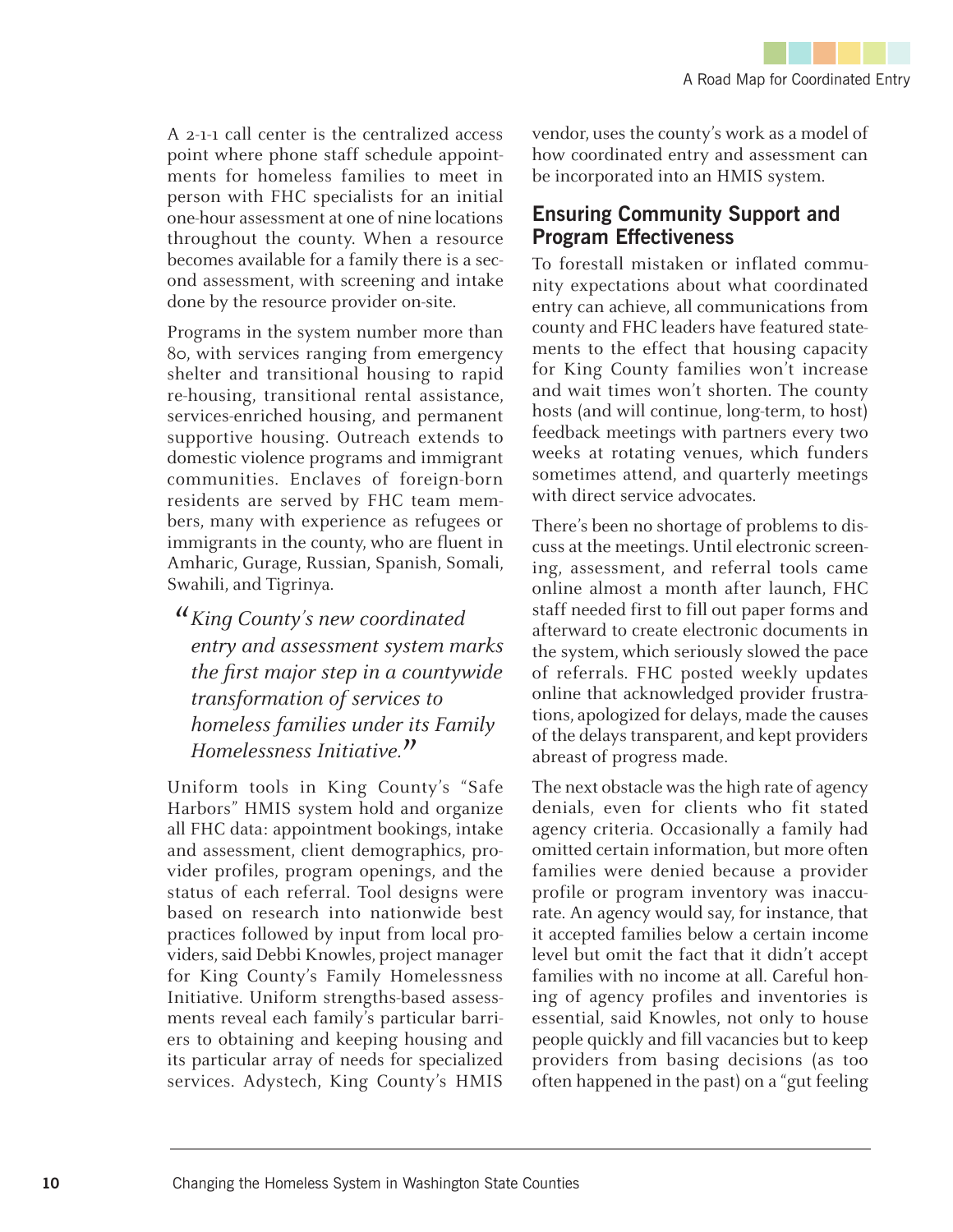A 2-1-1 call center is the centralized access point where phone staff schedule appointments for homeless families to meet in person with FHC specialists for an initial one-hour assessment at one of nine locations throughout the county. When a resource becomes available for a family there is a second assessment, with screening and intake done by the resource provider on-site.

Programs in the system number more than 80, with services ranging from emergency shelter and transitional housing to rapid re-housing, transitional rental assistance, services-enriched housing, and permanent supportive housing. Outreach extends to domestic violence programs and immigrant communities. Enclaves of foreign-born residents are served by FHC team members, many with experience as refugees or immigrants in the county, who are fluent in Amharic, Gurage, Russian, Spanish, Somali, Swahili, and Tigrinya.

> *"King County's new coordinated entry and assessment system marks the first major step in a countywide transformation of services to homeless families under its Family Homelessness Initiative."*

Uniform tools in King County's "Safe Harbors" HMIS system hold and organize all FHC data: appointment bookings, intake and assessment, client demographics, provider profiles, program openings, and the status of each referral. Tool designs were based on research into nationwide best practices followed by input from local providers, said Debbi Knowles, project manager for King County's Family Homelessness Initiative. Uniform strengths-based assessments reveal each family's particular barriers to obtaining and keeping housing and its particular array of needs for specialized services. Adystech, King County's HMIS vendor, uses the county's work as a model of how coordinated entry and assessment can be incorporated into an HMIS system.

## Ensuring Community Support and Program Effectiveness

To forestall mistaken or inflated community expectations about what coordinated entry can achieve, all communications from county and FHC leaders have featured statements to the effect that housing capacity for King County families won't increase and wait times won't shorten. The county hosts (and will continue, long-term, to host) feedback meetings with partners every two weeks at rotating venues, which funders sometimes attend, and quarterly meetings with direct service advocates.

There's been no shortage of problems to discuss at the meetings. Until electronic screening, assessment, and referral tools came online almost a month after launch, FHC staff needed first to fill out paper forms and afterward to create electronic documents in the system, which seriously slowed the pace of referrals. FHC posted weekly updates online that acknowledged provider frustrations, apologized for delays, made the causes of the delays transparent, and kept providers abreast of progress made.

The next obstacle was the high rate of agency denials, even for clients who fit stated agency criteria. Occasionally a family had omitted certain information, but more often families were denied because a provider profile or program inventory was inaccurate. An agency would say, for instance, that it accepted families below a certain income level but omit the fact that it didn't accept families with no income at all. Careful honing of agency profiles and inventories is essential, said Knowles, not only to house people quickly and fill vacancies but to keep providers from basing decisions (as too often happened in the past) on a "gut feeling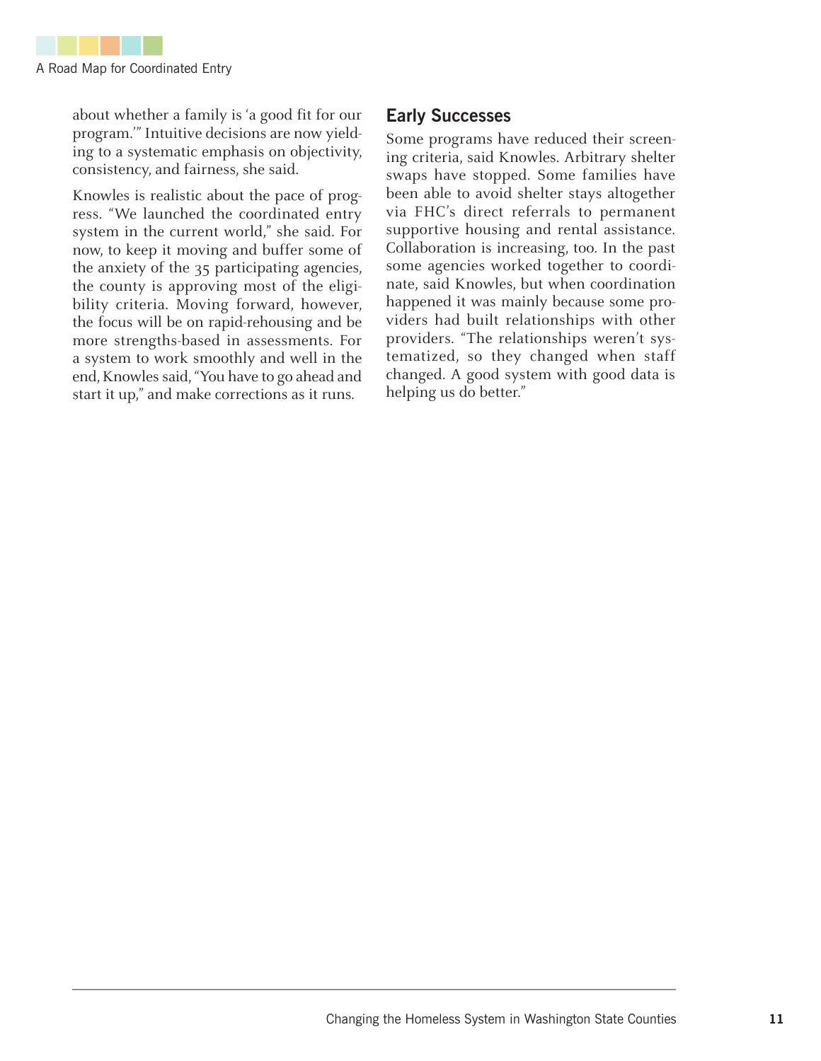about whether a family is 'a good fit for our program.'" Intuitive decisions are now yielding to a systematic emphasis on objectivity, consistency, and fairness, she said.

Knowles is realistic about the pace of progress. "We launched the coordinated entry system in the current world," she said. For now, to keep it moving and buffer some of the anxiety of the 35 participating agencies, the county is approving most of the eligibility criteria. Moving forward, however, the focus will be on rapid-rehousing and be more strengths-based in assessments. For a system to work smoothly and well in the end, Knowles said, "You have to go ahead and start it up," and make corrections as it runs.

## Early Successes

Some programs have reduced their screening criteria, said Knowles. Arbitrary shelter swaps have stopped. Some families have been able to avoid shelter stays altogether via FHC's direct referrals to permanent supportive housing and rental assistance. Collaboration is increasing, too. In the past some agencies worked together to coordinate, said Knowles, but when coordination happened it was mainly because some providers had built relationships with other providers. "The relationships weren't systematized, so they changed when staff changed. A good system with good data is helping us do better."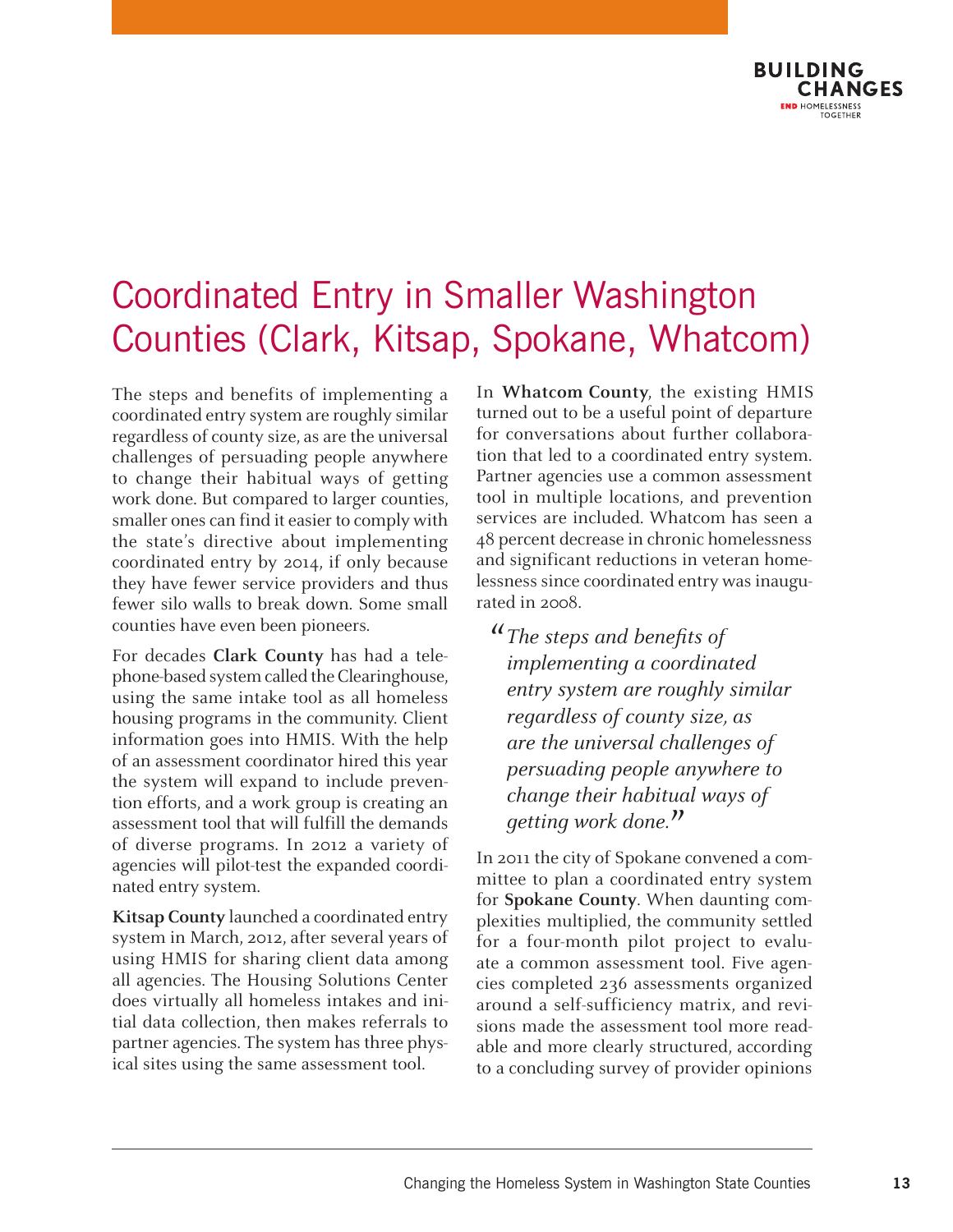# Coordinated Entry in Smaller Washington Counties (Clark, Kitsap, Spokane, Whatcom)

The steps and benefits of implementing a coordinated entry system are roughly similar regardless of county size, as are the universal challenges of persuading people anywhere to change their habitual ways of getting work done. But compared to larger counties, smaller ones can find it easier to comply with the state's directive about implementing coordinated entry by 2014, if only because they have fewer service providers and thus fewer silo walls to break down. Some small counties have even been pioneers.

For decades **Clark County** has had a telephone-based system called the Clearinghouse, using the same intake tool as all homeless housing programs in the community. Client information goes into HMIS. With the help of an assessment coordinator hired this year the system will expand to include prevention efforts, and a work group is creating an assessment tool that will fulfill the demands of diverse programs. In 2012 a variety of agencies will pilot-test the expanded coordinated entry system.

**Kitsap County** launched a coordinated entry system in March, 2012, after several years of using HMIS for sharing client data among all agencies. The Housing Solutions Center does virtually all homeless intakes and initial data collection, then makes referrals to partner agencies. The system has three physical sites using the same assessment tool.

In **Whatcom County**, the existing HMIS turned out to be a useful point of departure for conversations about further collaboration that led to a coordinated entry system. Partner agencies use a common assessment tool in multiple locations, and prevention services are included. Whatcom has seen a 48 percent decrease in chronic homelessness and significant reductions in veteran homelessness since coordinated entry was inaugurated in 2008.

> *"The steps and benefits of implementing a coordinated entry system are roughly similar regardless of county size, as are the universal challenges of persuading people anywhere to change their habitual ways of getting work done."*

In 2011 the city of Spokane convened a committee to plan a coordinated entry system for **Spokane County**. When daunting complexities multiplied, the community settled for a four-month pilot project to evaluate a common assessment tool. Five agencies completed 236 assessments organized around a self-sufficiency matrix, and revisions made the assessment tool more readable and more clearly structured, according to a concluding survey of provider opinions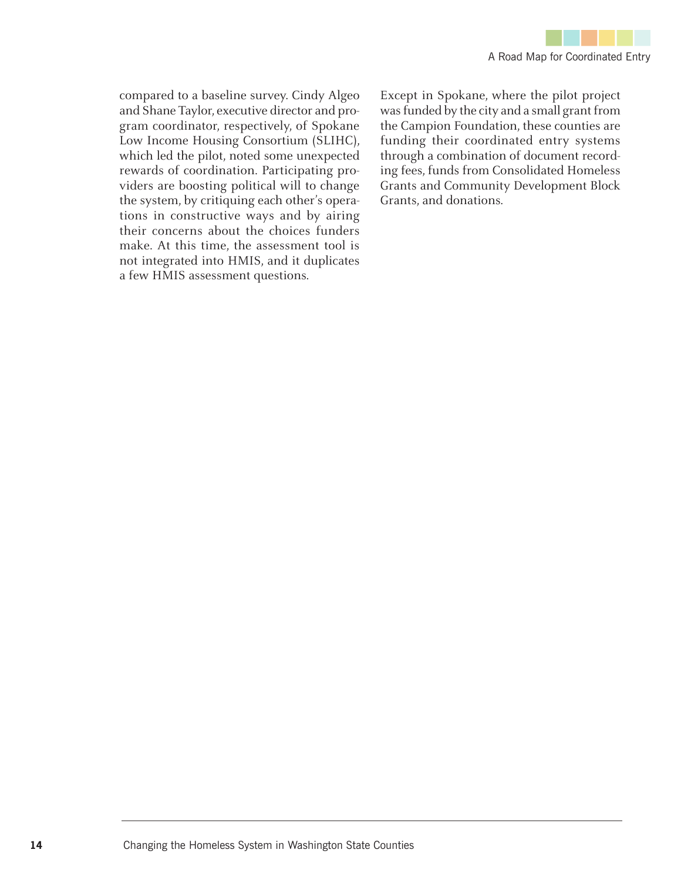compared to a baseline survey. Cindy Algeo and Shane Taylor, executive director and program coordinator, respectively, of Spokane Low Income Housing Consortium (SLIHC), which led the pilot, noted some unexpected rewards of coordination. Participating providers are boosting political will to change the system, by critiquing each other's operations in constructive ways and by airing their concerns about the choices funders make. At this time, the assessment tool is not integrated into HMIS, and it duplicates a few HMIS assessment questions.

Except in Spokane, where the pilot project was funded by the city and a small grant from the Campion Foundation, these counties are funding their coordinated entry systems through a combination of document recording fees, funds from Consolidated Homeless Grants and Community Development Block Grants, and donations.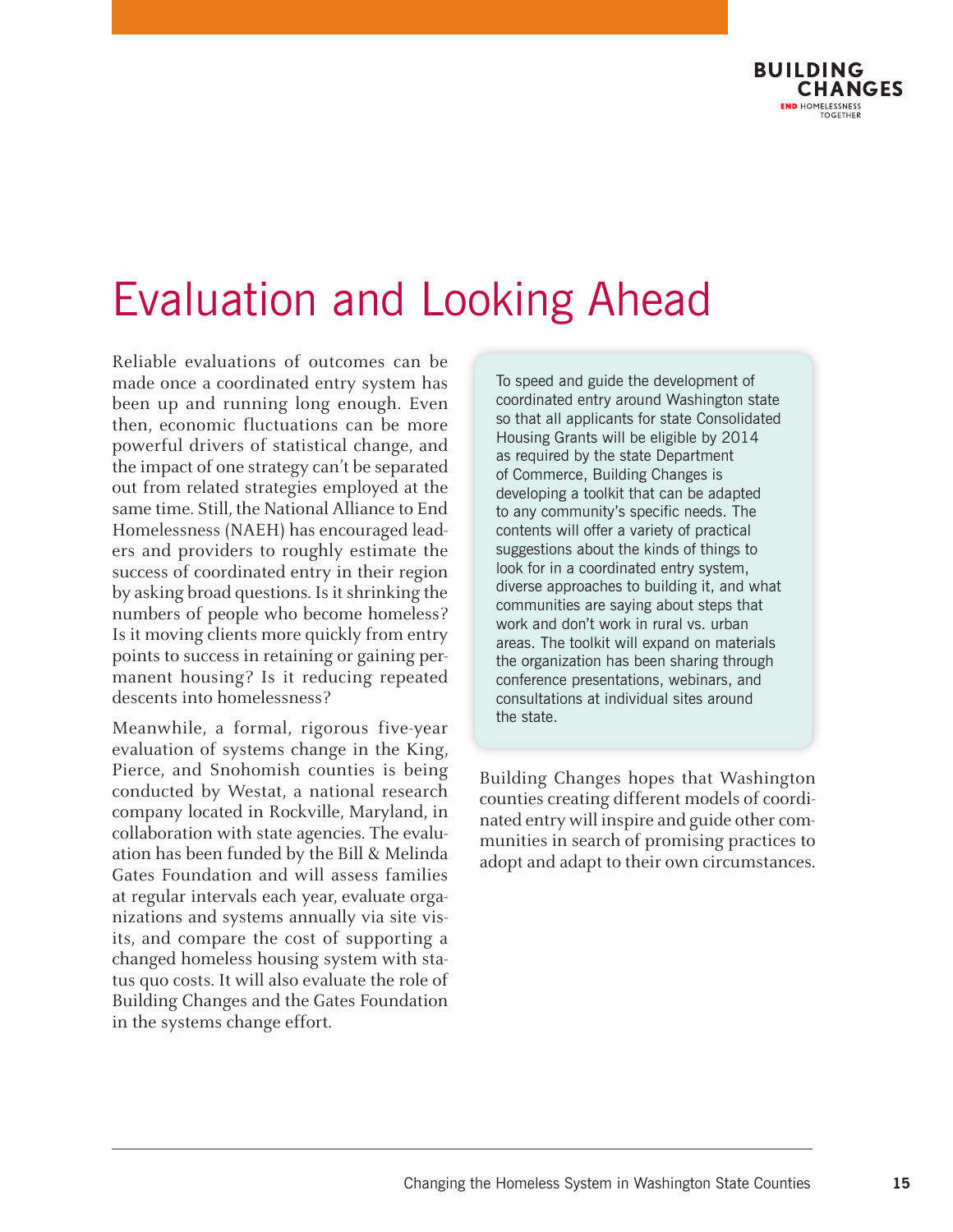# Evaluation and Looking Ahead

Reliable evaluations of outcomes can be made once a coordinated entry system has been up and running long enough. Even then, economic fluctuations can be more powerful drivers of statistical change, and the impact of one strategy can't be separated out from related strategies employed at the same time. Still, the National Alliance to End Homelessness (NAEH) has encouraged leaders and providers to roughly estimate the success of coordinated entry in their region by asking broad questions. Is it shrinking the numbers of people who become homeless? Is it moving clients more quickly from entry points to success in retaining or gaining permanent housing? Is it reducing repeated descents into homelessness?

Meanwhile, a formal, rigorous five-year evaluation of systems change in the King, Pierce, and Snohomish counties is being conducted by Westat, a national research company located in Rockville, Maryland, in collaboration with state agencies. The evaluation has been funded by the Bill & Melinda Gates Foundation and will assess families at regular intervals each year, evaluate organizations and systems annually via site visits, and compare the cost of supporting a changed homeless housing system with status quo costs. It will also evaluate the role of Building Changes and the Gates Foundation in the systems change effort.

> To speed and guide the development of coordinated entry around Washington state so that all applicants for state Consolidated Housing Grants will be eligible by 2014 as required by the state Department of Commerce, Building Changes is developing a toolkit that can be adapted to any community's specific needs. The contents will offer a variety of practical suggestions about the kinds of things to look for in a coordinated entry system, diverse approaches to building it, and what communities are saying about steps that work and don't work in rural vs. urban areas. The toolkit will expand on materials the organization has been sharing through conference presentations, webinars, and consultations at individual sites around the state.

Building Changes hopes that Washington counties creating different models of coordinated entry will inspire and guide other communities in search of promising practices to adopt and adapt to their own circumstances.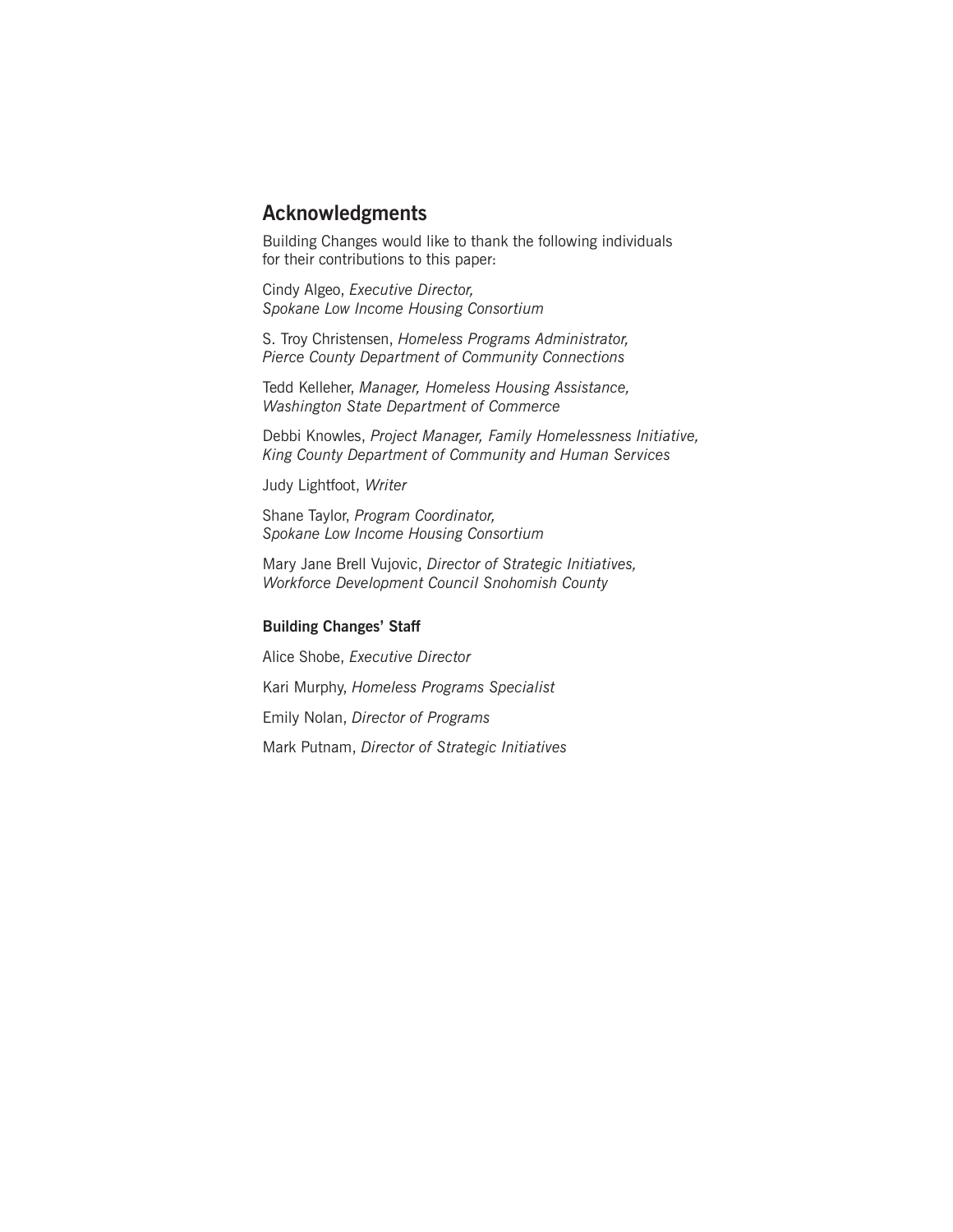## Acknowledgments

Building Changes would like to thank the following individuals for their contributions to this paper:

Cindy Algeo, *Executive Director, Spokane Low Income Housing Consortium*

S. Troy Christensen, *Homeless Programs Administrator, Pierce County Department of Community Connections*

Tedd Kelleher, *Manager, Homeless Housing Assistance, Washington State Department of Commerce*

Debbi Knowles, *Project Manager, Family Homelessness Initiative, King County Department of Community and Human Services*

Judy Lightfoot, *Writer*

Shane Taylor, *Program Coordinator, Spokane Low Income Housing Consortium*

Mary Jane Brell Vujovic, *Director of Strategic Initiatives, Workforce Development Council Snohomish County*

### Building Changes' Staff

Alice Shobe, *Executive Director*

Kari Murphy, *Homeless Programs Specialist*

Emily Nolan, *Director of Programs*

Mark Putnam, *Director of Strategic Initiatives*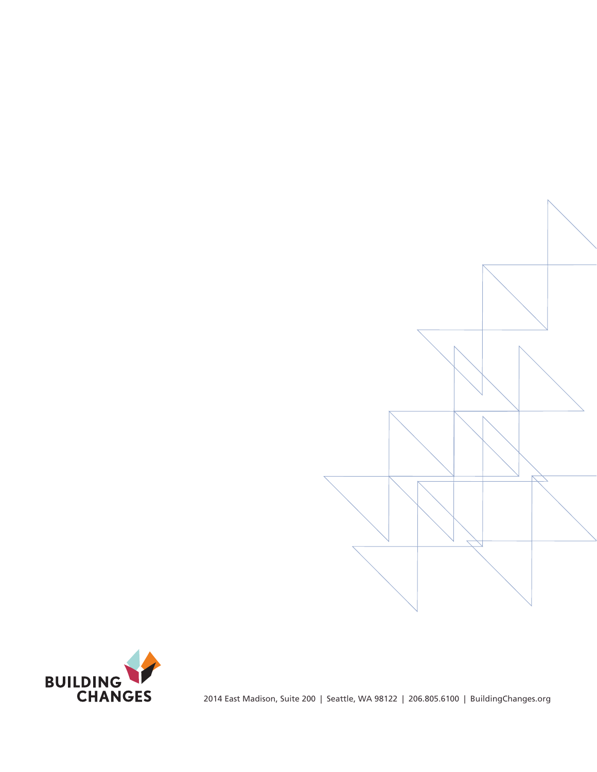BUILDING CHANGES

2014 East Madison, Suite 200 | Seattle, WA 98122 | 206.805.6100 | BuildingChanges.org